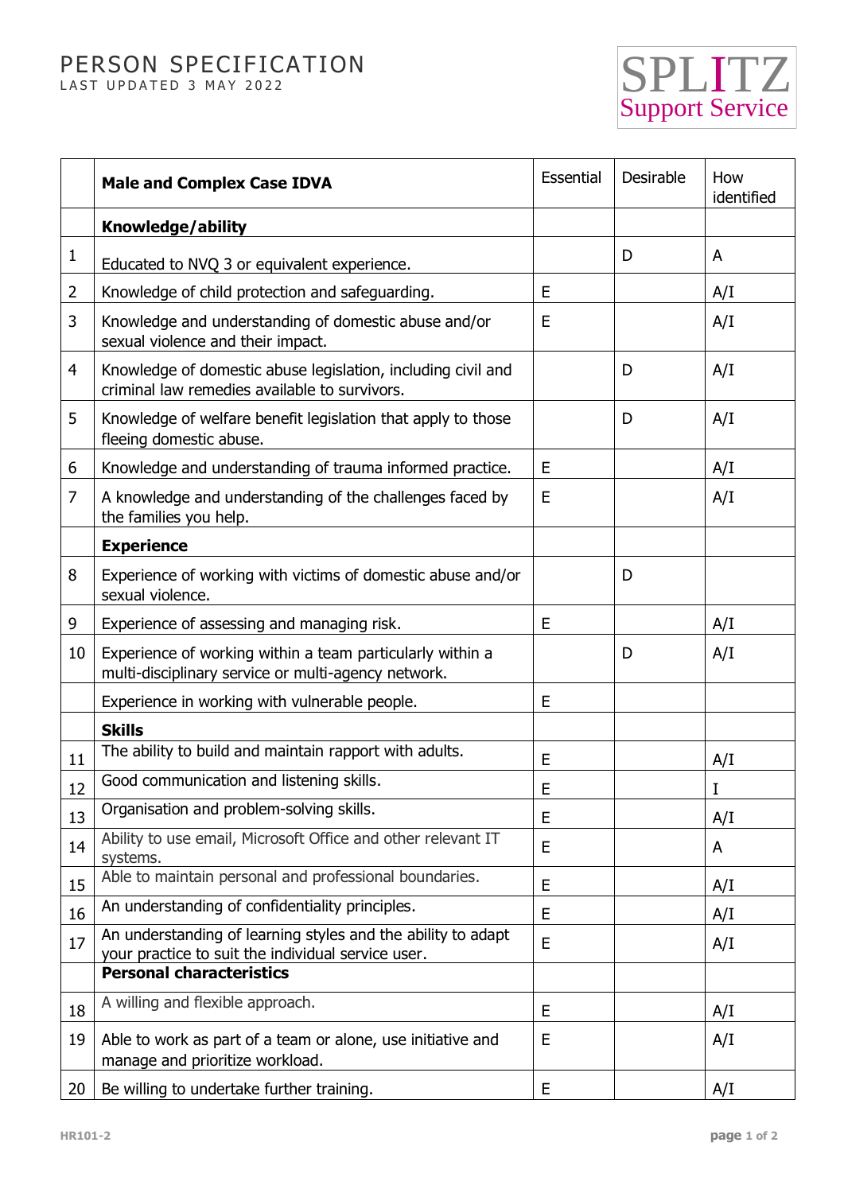# PERSON SPECIFICATION

LAST UPDATED 3 MAY 2022

SPLITZ Support Service

| | **Male and Complex Case IDVA** | Essential | Desirable | How identified |
|---|---|---|---|---|
| | **Knowledge/ability** | | | |
| 1 | Educated to NVQ 3 or equivalent experience. | | D | A |
| 2 | Knowledge of child protection and safeguarding. | E | | A/I |
| 3 | Knowledge and understanding of domestic abuse and/or sexual violence and their impact. | E | | A/I |
| 4 | Knowledge of domestic abuse legislation, including civil and criminal law remedies available to survivors. | | D | A/I |
| 5 | Knowledge of welfare benefit legislation that apply to those fleeing domestic abuse. | | D | A/I |
| 6 | Knowledge and understanding of trauma informed practice. | E | | A/I |
| 7 | A knowledge and understanding of the challenges faced by the families you help. | E | | A/I |
| | **Experience** | | | |
| 8 | Experience of working with victims of domestic abuse and/or sexual violence. | | D | |
| 9 | Experience of assessing and managing risk. | E | | A/I |
| 10 | Experience of working within a team particularly within a multi-disciplinary service or multi-agency network. | | D | A/I |
| | Experience in working with vulnerable people. | E | | |
| | **Skills** | | | |
| 11 | The ability to build and maintain rapport with adults. | E | | A/I |
| 12 | Good communication and listening skills. | E | | I |
| 13 | Organisation and problem-solving skills. | E | | A/I |
| 14 | Ability to use email, Microsoft Office and other relevant IT systems. | E | | A |
| 15 | Able to maintain personal and professional boundaries. | E | | A/I |
| 16 | An understanding of confidentiality principles. | E | | A/I |
| 17 | An understanding of learning styles and the ability to adapt your practice to suit the individual service user. | E | | A/I |
| | **Personal characteristics** | | | |
| 18 | A willing and flexible approach. | E | | A/I |
| 19 | Able to work as part of a team or alone, use initiative and manage and prioritize workload. | E | | A/I |
| 20 | Be willing to undertake further training. | E | | A/I |

HR101-2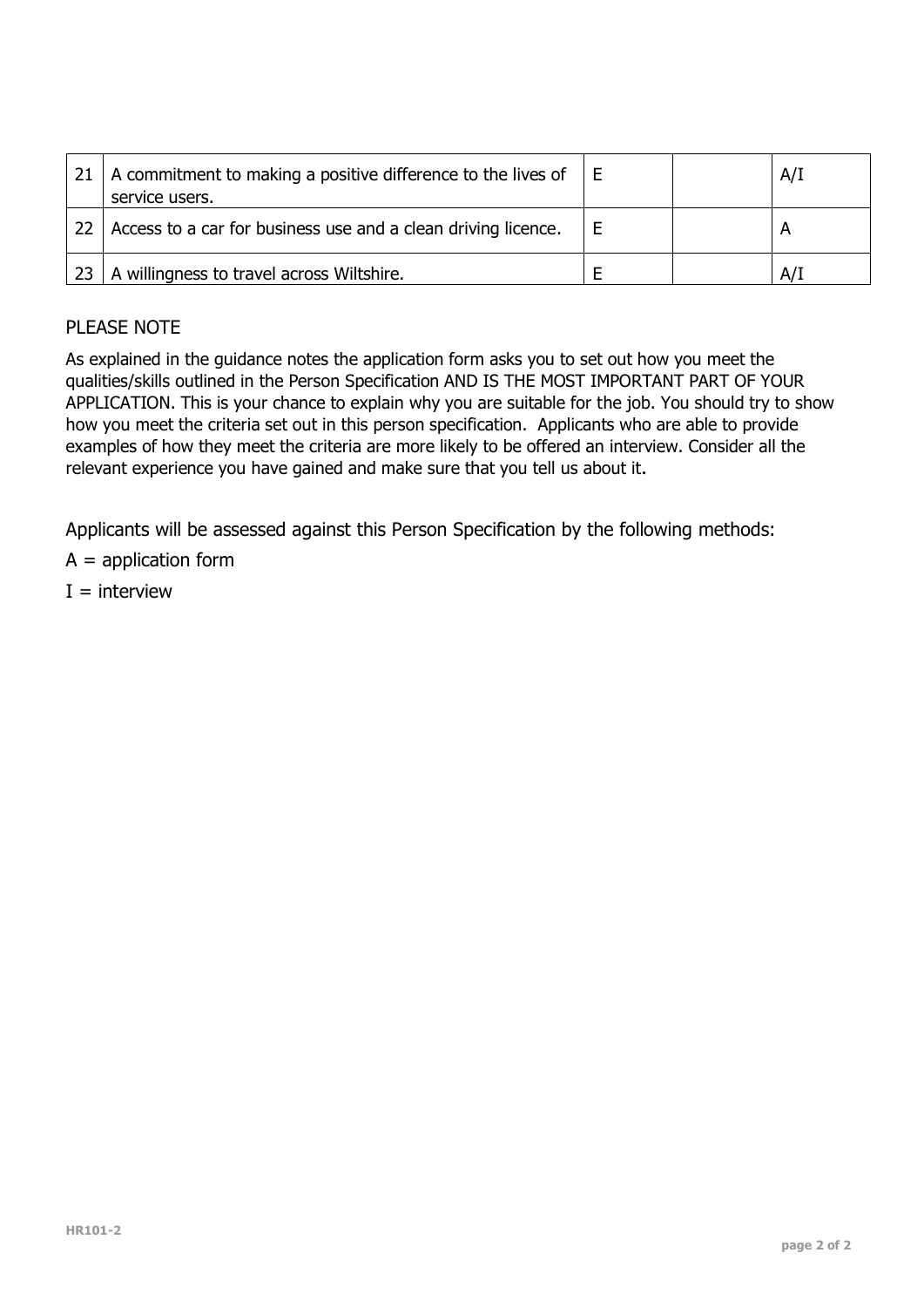| | | | | |
|---|---|---|---|---|
| 21 | A commitment to making a positive difference to the lives of service users. | E | | A/I |
| 22 | Access to a car for business use and a clean driving licence. | E | | A |
| 23 | A willingness to travel across Wiltshire. | E | | A/I |

PLEASE NOTE

As explained in the guidance notes the application form asks you to set out how you meet the qualities/skills outlined in the Person Specification AND IS THE MOST IMPORTANT PART OF YOUR APPLICATION. This is your chance to explain why you are suitable for the job. You should try to show how you meet the criteria set out in this person specification. Applicants who are able to provide examples of how they meet the criteria are more likely to be offered an interview. Consider all the relevant experience you have gained and make sure that you tell us about it.

Applicants will be assessed against this Person Specification by the following methods:

A = application form

I = interview

HR101-2